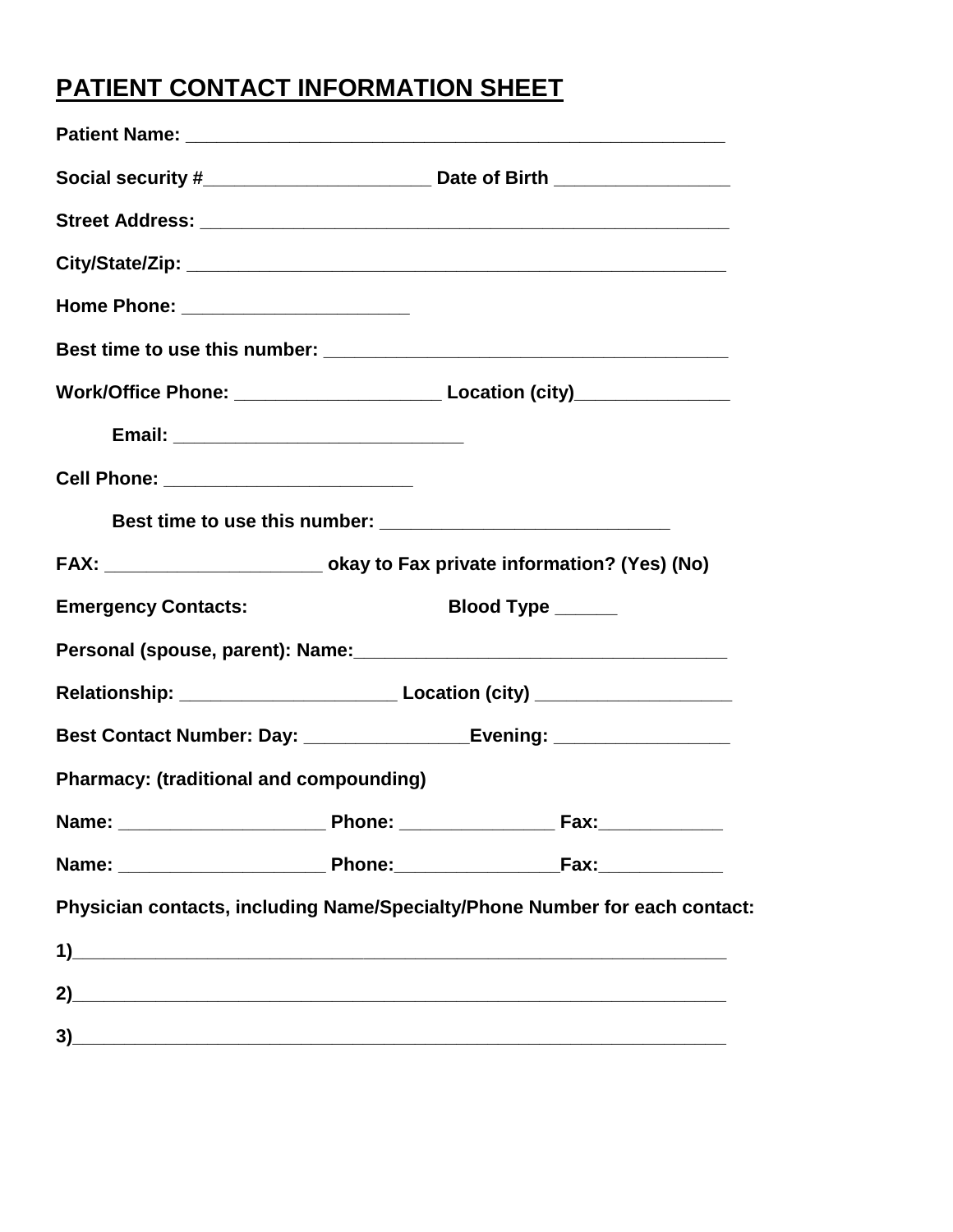# PATIENT CONTACT INFORMATION SHEET

**Patient Name:** ___________________________________________________

**Social security #**______________________ **Date of Birth** _________________

**Street Address:** ___________________________________________________

**City/State/Zip:** ____________________________________________________

**Home Phone:** ______________________

**Best time to use this number:** _______________________________________

**Work/Office Phone:** ____________________ **Location (city)**_______________

**Email:** ____________________________

**Cell Phone:** ________________________

**Best time to use this number:** ____________________________

**FAX:** _____________________ **okay to Fax private information? (Yes) (No)**

**Emergency Contacts:** **Blood Type** ______

**Personal (spouse, parent): Name:**____________________________________

**Relationship:** _____________________ **Location (city)** ___________________

**Best Contact Number: Day:** ________________**Evening:** _________________

**Pharmacy: (traditional and compounding)**

**Name:** ____________________ **Phone:** _______________ **Fax:**____________

**Name:** ____________________ **Phone:**________________**Fax:**____________

**Physician contacts, including Name/Specialty/Phone Number for each contact:**

**1)**_________________________________________________________________

**2)**_________________________________________________________________

**3)**_________________________________________________________________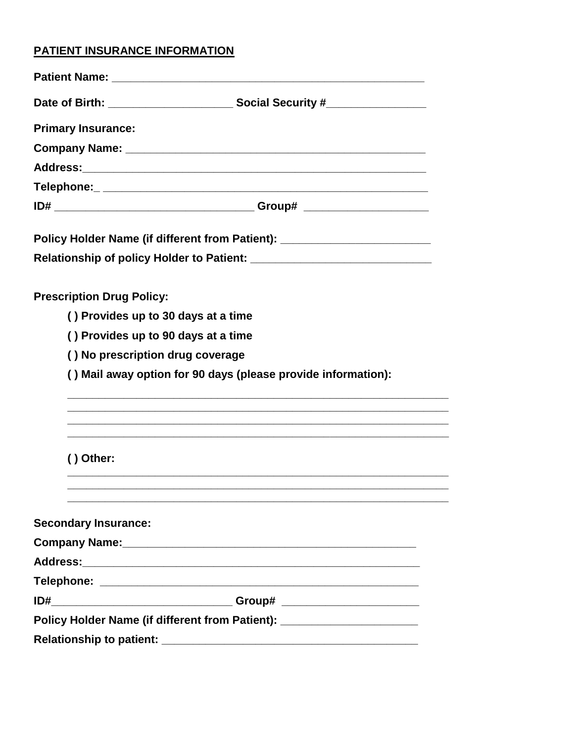**PATIENT INSURANCE INFORMATION**

**Patient Name:** ___________________________________________________

**Date of Birth:** ____________________ **Social Security #**________________

**Primary Insurance:**

**Company Name:** _________________________________________________

**Address:**________________________________________________________

**Telephone:**_ ____________________________________________________

**ID#** ________________________________ **Group#** ____________________

**Policy Holder Name (if different from Patient):** ________________________

**Relationship of policy Holder to Patient:** _____________________________

**Prescription Drug Policy:**

- **( ) Provides up to 30 days at a time**
- **( ) Provides up to 90 days at a time**
- **( ) No prescription drug coverage**
- **( ) Mail away option for 90 days (please provide information):**

______________________________________________________________

______________________________________________________________

______________________________________________________________

______________________________________________________________

- **( ) Other:**

______________________________________________________________

______________________________________________________________

______________________________________________________________

**Secondary Insurance:**

**Company Name:**________________________________________________

**Address:**_______________________________________________________

**Telephone:** ____________________________________________________

**ID#**_____________________________ **Group#** ______________________

**Policy Holder Name (if different from Patient):** ______________________

**Relationship to patient:** __________________________________________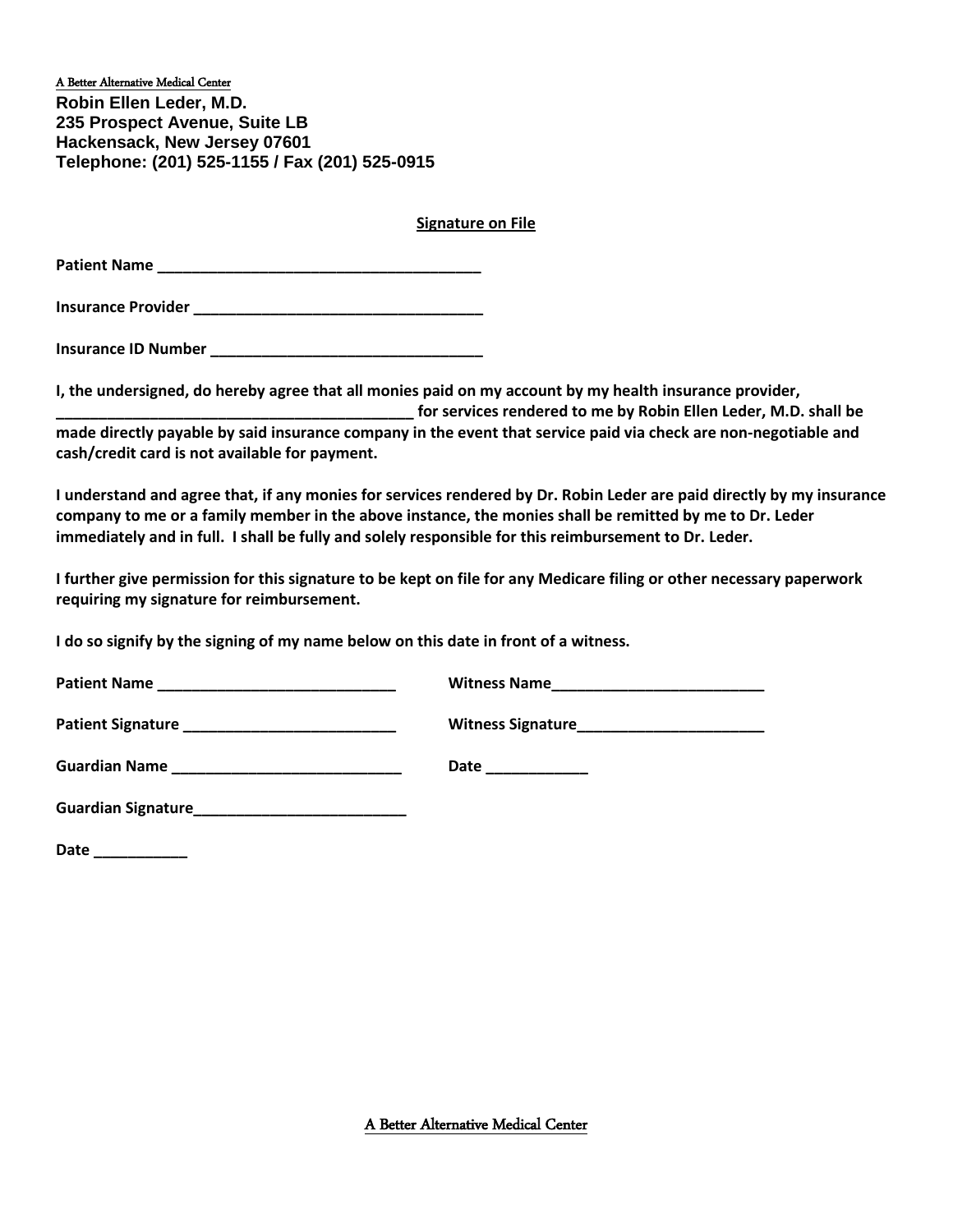A Better Alternative Medical Center

**Robin Ellen Leder, M.D.**
**235 Prospect Avenue, Suite LB**
**Hackensack, New Jersey 07601**
**Telephone: (201) 525-1155 / Fax (201) 525-0915**

## Signature on File

**Patient Name ______________________________________**

**Insurance Provider __________________________________**

**Insurance ID Number _______________________________**

**I, the undersigned, do hereby agree that all monies paid on my account by my health insurance provider, __________________________________________ for services rendered to me by Robin Ellen Leder, M.D. shall be made directly payable by said insurance company in the event that service paid via check are non-negotiable and cash/credit card is not available for payment.**

**I understand and agree that, if any monies for services rendered by Dr. Robin Leder are paid directly by my insurance company to me or a family member in the above instance, the monies shall be remitted by me to Dr. Leder immediately and in full. I shall be fully and solely responsible for this reimbursement to Dr. Leder.**

**I further give permission for this signature to be kept on file for any Medicare filing or other necessary paperwork requiring my signature for reimbursement.**

**I do so signify by the signing of my name below on this date in front of a witness.**

**Patient Name ____________________________**

**Patient Signature _________________________**

**Guardian Name ___________________________**

**Guardian Signature_________________________**

**Date ___________**

**Witness Name_________________________**

**Witness Signature______________________**

**Date ____________**

A Better Alternative Medical Center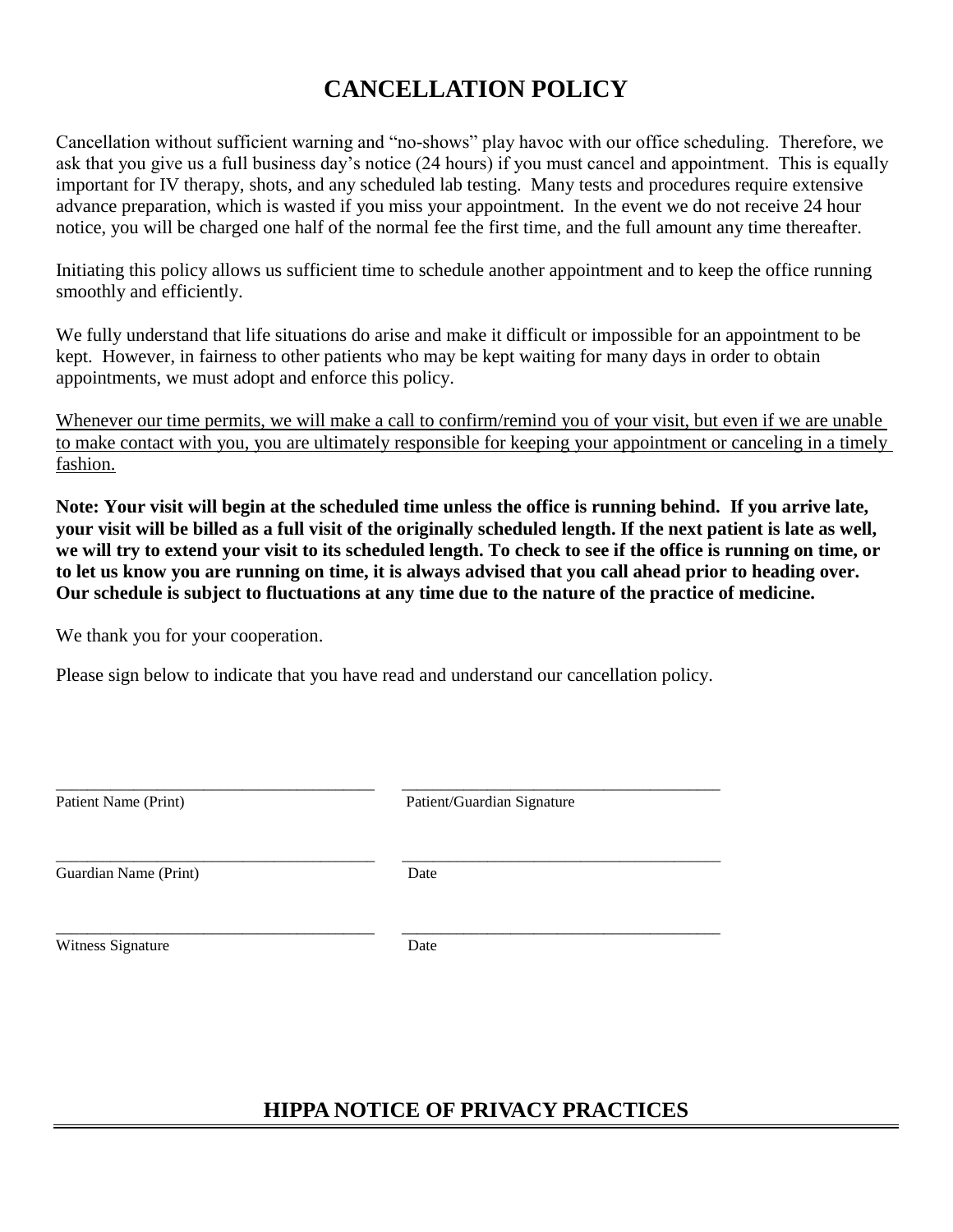# CANCELLATION POLICY

Cancellation without sufficient warning and "no-shows" play havoc with our office scheduling. Therefore, we ask that you give us a full business day's notice (24 hours) if you must cancel and appointment. This is equally important for IV therapy, shots, and any scheduled lab testing. Many tests and procedures require extensive advance preparation, which is wasted if you miss your appointment. In the event we do not receive 24 hour notice, you will be charged one half of the normal fee the first time, and the full amount any time thereafter.

Initiating this policy allows us sufficient time to schedule another appointment and to keep the office running smoothly and efficiently.

We fully understand that life situations do arise and make it difficult or impossible for an appointment to be kept. However, in fairness to other patients who may be kept waiting for many days in order to obtain appointments, we must adopt and enforce this policy.

<u>Whenever our time permits, we will make a call to confirm/remind you of your visit, but even if we are unable to make contact with you, you are ultimately responsible for keeping your appointment or canceling in a timely fashion.</u>

**Note: Your visit will begin at the scheduled time unless the office is running behind. If you arrive late, your visit will be billed as a full visit of the originally scheduled length. If the next patient is late as well, we will try to extend your visit to its scheduled length. To check to see if the office is running on time, or to let us know you are running on time, it is always advised that you call ahead prior to heading over. Our schedule is subject to fluctuations at any time due to the nature of the practice of medicine.**

We thank you for your cooperation.

Please sign below to indicate that you have read and understand our cancellation policy.

| | |
|---|---|
| ______________________________ | ______________________________ |
| Patient Name (Print) | Patient/Guardian Signature |
| ______________________________ | ______________________________ |
| Guardian Name (Print) | Date |
| ______________________________ | ______________________________ |
| Witness Signature | Date |

## HIPPA NOTICE OF PRIVACY PRACTICES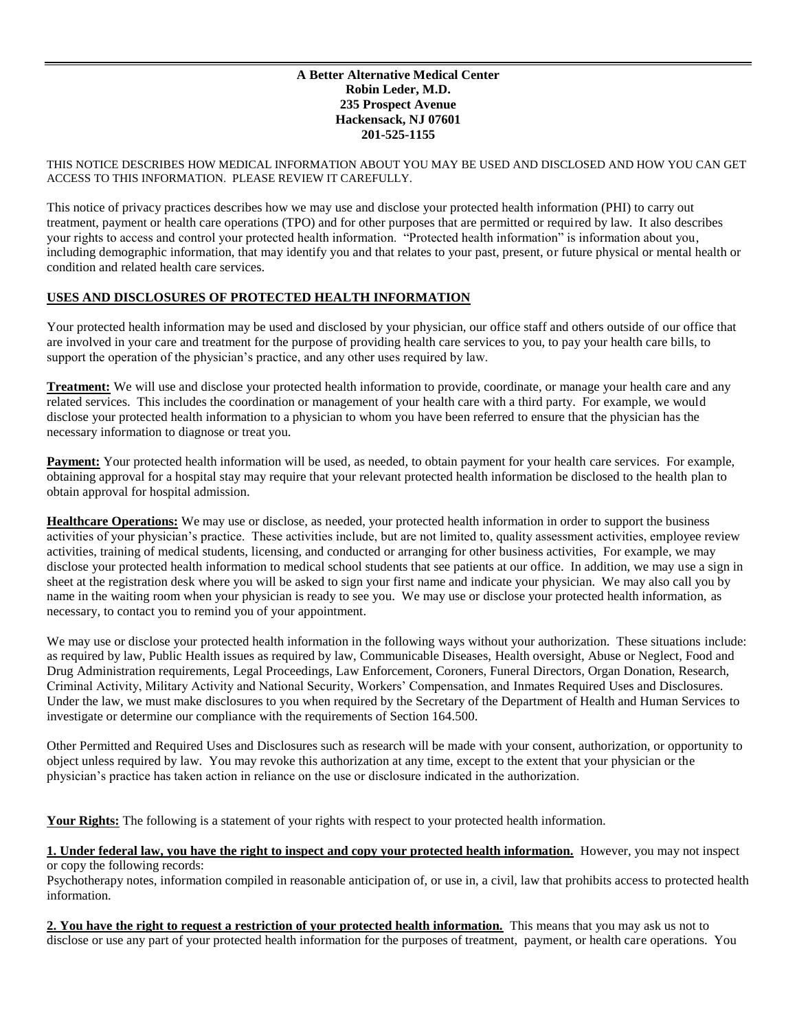**A Better Alternative Medical Center**
**Robin Leder, M.D.**
**235 Prospect Avenue**
**Hackensack, NJ 07601**
**201-525-1155**

THIS NOTICE DESCRIBES HOW MEDICAL INFORMATION ABOUT YOU MAY BE USED AND DISCLOSED AND HOW YOU CAN GET ACCESS TO THIS INFORMATION. PLEASE REVIEW IT CAREFULLY.

This notice of privacy practices describes how we may use and disclose your protected health information (PHI) to carry out treatment, payment or health care operations (TPO) and for other purposes that are permitted or required by law. It also describes your rights to access and control your protected health information. "Protected health information" is information about you, including demographic information, that may identify you and that relates to your past, present, or future physical or mental health or condition and related health care services.

## USES AND DISCLOSURES OF PROTECTED HEALTH INFORMATION

Your protected health information may be used and disclosed by your physician, our office staff and others outside of our office that are involved in your care and treatment for the purpose of providing health care services to you, to pay your health care bills, to support the operation of the physician's practice, and any other uses required by law.

**Treatment:** We will use and disclose your protected health information to provide, coordinate, or manage your health care and any related services. This includes the coordination or management of your health care with a third party. For example, we would disclose your protected health information to a physician to whom you have been referred to ensure that the physician has the necessary information to diagnose or treat you.

**Payment:** Your protected health information will be used, as needed, to obtain payment for your health care services. For example, obtaining approval for a hospital stay may require that your relevant protected health information be disclosed to the health plan to obtain approval for hospital admission.

**Healthcare Operations:** We may use or disclose, as needed, your protected health information in order to support the business activities of your physician's practice. These activities include, but are not limited to, quality assessment activities, employee review activities, training of medical students, licensing, and conducted or arranging for other business activities, For example, we may disclose your protected health information to medical school students that see patients at our office. In addition, we may use a sign in sheet at the registration desk where you will be asked to sign your first name and indicate your physician. We may also call you by name in the waiting room when your physician is ready to see you. We may use or disclose your protected health information, as necessary, to contact you to remind you of your appointment.

We may use or disclose your protected health information in the following ways without your authorization. These situations include: as required by law, Public Health issues as required by law, Communicable Diseases, Health oversight, Abuse or Neglect, Food and Drug Administration requirements, Legal Proceedings, Law Enforcement, Coroners, Funeral Directors, Organ Donation, Research, Criminal Activity, Military Activity and National Security, Workers' Compensation, and Inmates Required Uses and Disclosures. Under the law, we must make disclosures to you when required by the Secretary of the Department of Health and Human Services to investigate or determine our compliance with the requirements of Section 164.500.

Other Permitted and Required Uses and Disclosures such as research will be made with your consent, authorization, or opportunity to object unless required by law. You may revoke this authorization at any time, except to the extent that your physician or the physician's practice has taken action in reliance on the use or disclosure indicated in the authorization.

**Your Rights:** The following is a statement of your rights with respect to your protected health information.

**1. Under federal law, you have the right to inspect and copy your protected health information.** However, you may not inspect or copy the following records:
Psychotherapy notes, information compiled in reasonable anticipation of, or use in, a civil, law that prohibits access to protected health information.

**2. You have the right to request a restriction of your protected health information.** This means that you may ask us not to disclose or use any part of your protected health information for the purposes of treatment, payment, or health care operations. You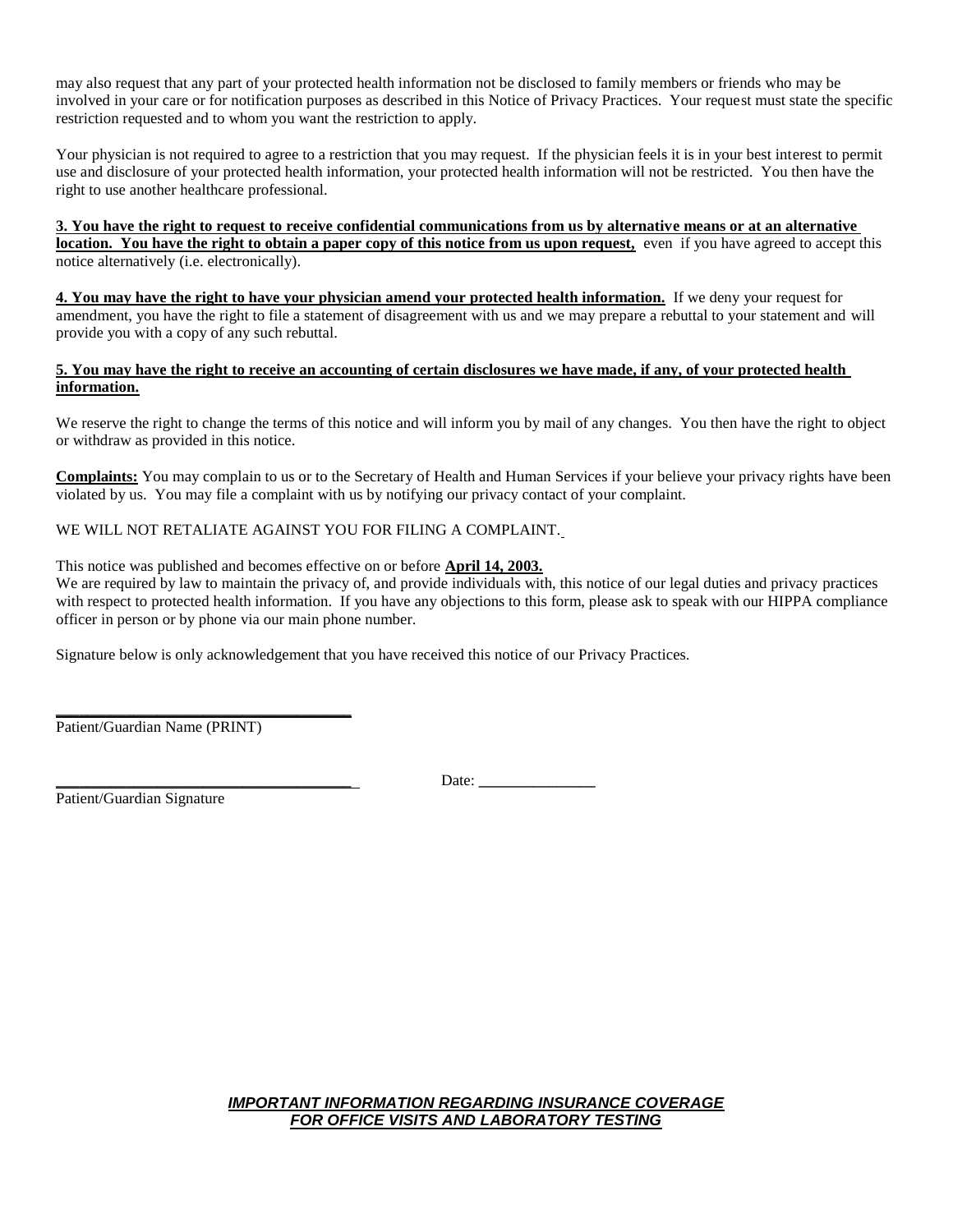may also request that any part of your protected health information not be disclosed to family members or friends who may be involved in your care or for notification purposes as described in this Notice of Privacy Practices. Your request must state the specific restriction requested and to whom you want the restriction to apply.

Your physician is not required to agree to a restriction that you may request. If the physician feels it is in your best interest to permit use and disclosure of your protected health information, your protected health information will not be restricted. You then have the right to use another healthcare professional.

**3. You have the right to request to receive confidential communications from us by alternative means or at an alternative location. You have the right to obtain a paper copy of this notice from us upon request,** even if you have agreed to accept this notice alternatively (i.e. electronically).

**4. You may have the right to have your physician amend your protected health information.** If we deny your request for amendment, you have the right to file a statement of disagreement with us and we may prepare a rebuttal to your statement and will provide you with a copy of any such rebuttal.

**5. You may have the right to receive an accounting of certain disclosures we have made, if any, of your protected health information.**

We reserve the right to change the terms of this notice and will inform you by mail of any changes. You then have the right to object or withdraw as provided in this notice.

**Complaints:** You may complain to us or to the Secretary of Health and Human Services if your believe your privacy rights have been violated by us. You may file a complaint with us by notifying our privacy contact of your complaint.

WE WILL NOT RETALIATE AGAINST YOU FOR FILING A COMPLAINT.

This notice was published and becomes effective on or before **April 14, 2003.**
We are required by law to maintain the privacy of, and provide individuals with, this notice of our legal duties and privacy practices with respect to protected health information. If you have any objections to this form, please ask to speak with our HIPPA compliance officer in person or by phone via our main phone number.

Signature below is only acknowledgement that you have received this notice of our Privacy Practices.

_____________________________________
Patient/Guardian Name (PRINT)

_____________________________________ Date: _______________
Patient/Guardian Signature

***IMPORTANT INFORMATION REGARDING INSURANCE COVERAGE FOR OFFICE VISITS AND LABORATORY TESTING***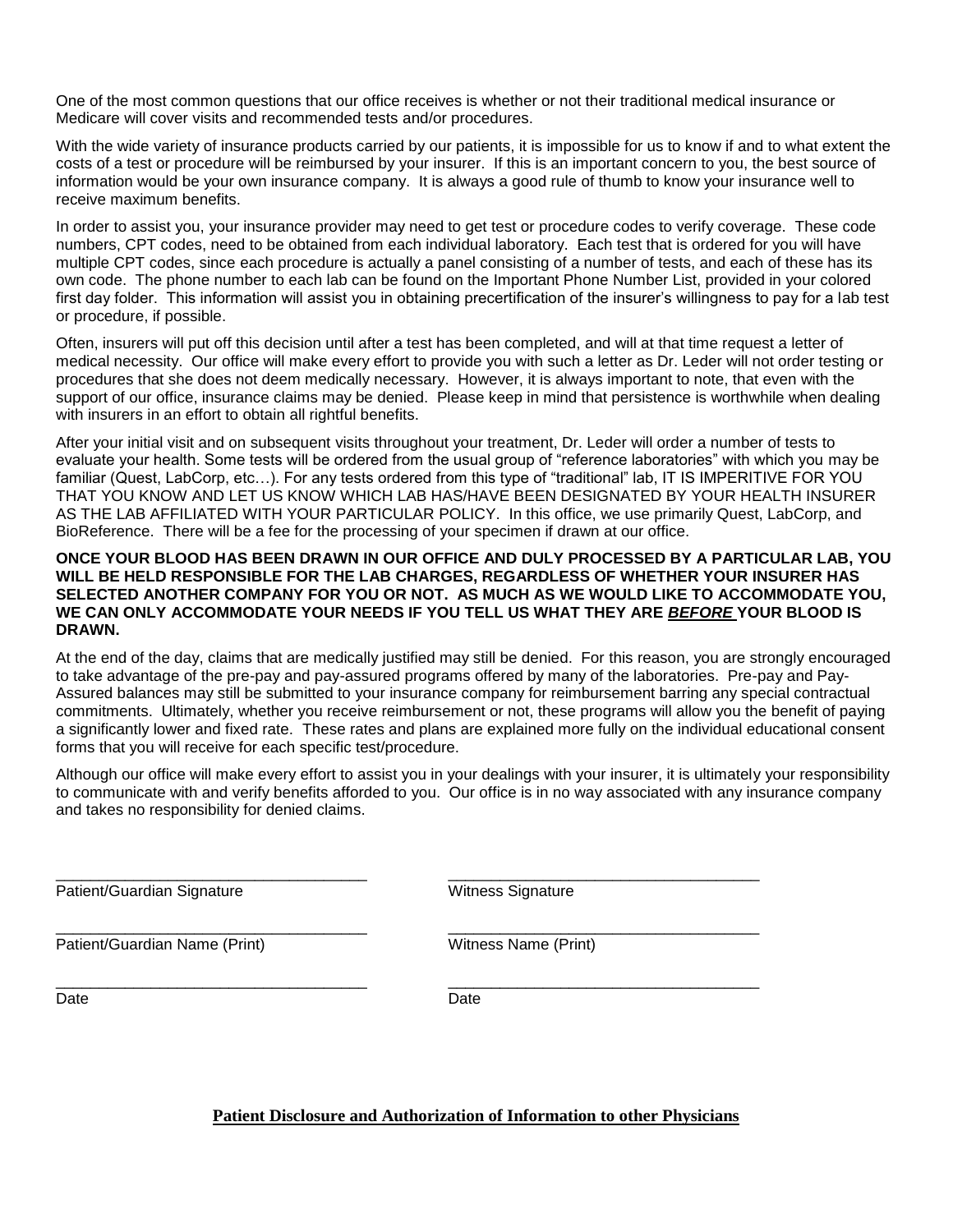One of the most common questions that our office receives is whether or not their traditional medical insurance or Medicare will cover visits and recommended tests and/or procedures.

With the wide variety of insurance products carried by our patients, it is impossible for us to know if and to what extent the costs of a test or procedure will be reimbursed by your insurer. If this is an important concern to you, the best source of information would be your own insurance company. It is always a good rule of thumb to know your insurance well to receive maximum benefits.

In order to assist you, your insurance provider may need to get test or procedure codes to verify coverage. These code numbers, CPT codes, need to be obtained from each individual laboratory. Each test that is ordered for you will have multiple CPT codes, since each procedure is actually a panel consisting of a number of tests, and each of these has its own code. The phone number to each lab can be found on the Important Phone Number List, provided in your colored first day folder. This information will assist you in obtaining precertification of the insurer's willingness to pay for a lab test or procedure, if possible.

Often, insurers will put off this decision until after a test has been completed, and will at that time request a letter of medical necessity. Our office will make every effort to provide you with such a letter as Dr. Leder will not order testing or procedures that she does not deem medically necessary. However, it is always important to note, that even with the support of our office, insurance claims may be denied. Please keep in mind that persistence is worthwhile when dealing with insurers in an effort to obtain all rightful benefits.

After your initial visit and on subsequent visits throughout your treatment, Dr. Leder will order a number of tests to evaluate your health. Some tests will be ordered from the usual group of "reference laboratories" with which you may be familiar (Quest, LabCorp, etc…). For any tests ordered from this type of "traditional" lab, IT IS IMPERITIVE FOR YOU THAT YOU KNOW AND LET US KNOW WHICH LAB HAS/HAVE BEEN DESIGNATED BY YOUR HEALTH INSURER AS THE LAB AFFILIATED WITH YOUR PARTICULAR POLICY. In this office, we use primarily Quest, LabCorp, and BioReference. There will be a fee for the processing of your specimen if drawn at our office.

**ONCE YOUR BLOOD HAS BEEN DRAWN IN OUR OFFICE AND DULY PROCESSED BY A PARTICULAR LAB, YOU WILL BE HELD RESPONSIBLE FOR THE LAB CHARGES, REGARDLESS OF WHETHER YOUR INSURER HAS SELECTED ANOTHER COMPANY FOR YOU OR NOT. AS MUCH AS WE WOULD LIKE TO ACCOMMODATE YOU, WE CAN ONLY ACCOMMODATE YOUR NEEDS IF YOU TELL US WHAT THEY ARE *BEFORE* YOUR BLOOD IS DRAWN.**

At the end of the day, claims that are medically justified may still be denied. For this reason, you are strongly encouraged to take advantage of the pre-pay and pay-assured programs offered by many of the laboratories. Pre-pay and Pay-Assured balances may still be submitted to your insurance company for reimbursement barring any special contractual commitments. Ultimately, whether you receive reimbursement or not, these programs will allow you the benefit of paying a significantly lower and fixed rate. These rates and plans are explained more fully on the individual educational consent forms that you will receive for each specific test/procedure.

Although our office will make every effort to assist you in your dealings with your insurer, it is ultimately your responsibility to communicate with and verify benefits afforded to you. Our office is in no way associated with any insurance company and takes no responsibility for denied claims.

\_\_\_\_\_\_\_\_\_\_\_\_\_\_\_\_\_\_\_\_\_\_\_\_\_\_\_\_\_\_\_\_\_\_\_\_ \_\_\_\_\_\_\_\_\_\_\_\_\_\_\_\_\_\_\_\_\_\_\_\_\_\_\_\_\_\_\_\_\_\_\_\_

Patient/Guardian Signature Witness Signature

\_\_\_\_\_\_\_\_\_\_\_\_\_\_\_\_\_\_\_\_\_\_\_\_\_\_\_\_\_\_\_\_\_\_\_\_ \_\_\_\_\_\_\_\_\_\_\_\_\_\_\_\_\_\_\_\_\_\_\_\_\_\_\_\_\_\_\_\_\_\_\_\_

Patient/Guardian Name (Print) Witness Name (Print)

\_\_\_\_\_\_\_\_\_\_\_\_\_\_\_\_\_\_\_\_\_\_\_\_\_\_\_\_\_\_\_\_\_\_\_\_ \_\_\_\_\_\_\_\_\_\_\_\_\_\_\_\_\_\_\_\_\_\_\_\_\_\_\_\_\_\_\_\_\_\_\_\_

Date Date

## Patient Disclosure and Authorization of Information to other Physicians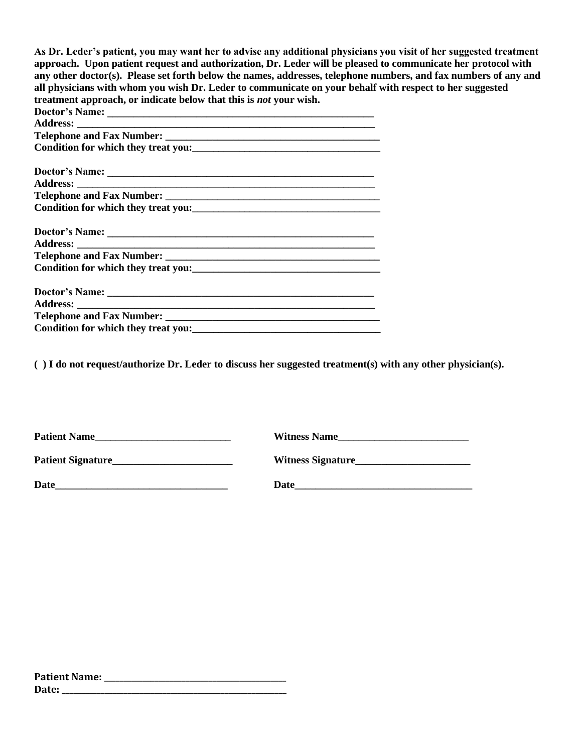**As Dr. Leder's patient, you may want her to advise any additional physicians you visit of her suggested treatment approach. Upon patient request and authorization, Dr. Leder will be pleased to communicate her protocol with any other doctor(s). Please set forth below the names, addresses, telephone numbers, and fax numbers of any and all physicians with whom you wish Dr. Leder to communicate on your behalf with respect to her suggested treatment approach, or indicate below that this is *not* your wish.**

**Doctor's Name: ______________________________________________________**
**Address: ___________________________________________________________**
**Telephone and Fax Number: ___________________________________________**
**Condition for which they treat you:_____________________________________**

**Doctor's Name: ______________________________________________________**
**Address: ___________________________________________________________**
**Telephone and Fax Number: ___________________________________________**
**Condition for which they treat you:_____________________________________**

**Doctor's Name: ______________________________________________________**
**Address: ___________________________________________________________**
**Telephone and Fax Number: ___________________________________________**
**Condition for which they treat you:_____________________________________**

**Doctor's Name: ______________________________________________________**
**Address: ___________________________________________________________**
**Telephone and Fax Number: ___________________________________________**
**Condition for which they treat you:_____________________________________**

**( ) I do not request/authorize Dr. Leder to discuss her suggested treatment(s) with any other physician(s).**

**Patient Name___________________________** **Witness Name_________________________**

**Patient Signature________________________** **Witness Signature______________________**

**Date__________________________________** **Date___________________________________**

**Patient Name: _____________________________________**
**Date: ______________________________________________**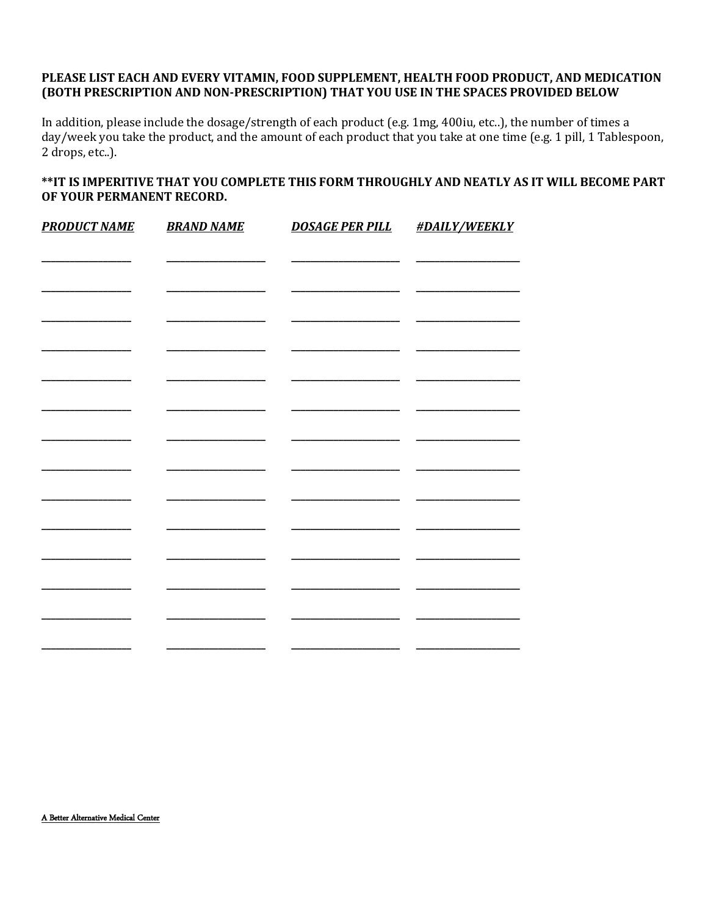**PLEASE LIST EACH AND EVERY VITAMIN, FOOD SUPPLEMENT, HEALTH FOOD PRODUCT, AND MEDICATION (BOTH PRESCRIPTION AND NON-PRESCRIPTION) THAT YOU USE IN THE SPACES PROVIDED BELOW**

In addition, please include the dosage/strength of each product (e.g. 1mg, 400iu, etc..), the number of times a day/week you take the product, and the amount of each product that you take at one time (e.g. 1 pill, 1 Tablespoon, 2 drops, etc..).

**\*\*IT IS IMPERITIVE THAT YOU COMPLETE THIS FORM THROUGHLY AND NEATLY AS IT WILL BECOME PART OF YOUR PERMANENT RECORD.**

| ***PRODUCT NAME*** | ***BRAND NAME*** | ***DOSAGE PER PILL*** | ***#DAILY/WEEKLY*** |
|---|---|---|---|
| ________________ | ________________ | ________________ | ________________ |
| ________________ | ________________ | ________________ | ________________ |
| ________________ | ________________ | ________________ | ________________ |
| ________________ | ________________ | ________________ | ________________ |
| ________________ | ________________ | ________________ | ________________ |
| ________________ | ________________ | ________________ | ________________ |
| ________________ | ________________ | ________________ | ________________ |
| ________________ | ________________ | ________________ | ________________ |
| ________________ | ________________ | ________________ | ________________ |
| ________________ | ________________ | ________________ | ________________ |
| ________________ | ________________ | ________________ | ________________ |
| ________________ | ________________ | ________________ | ________________ |
| ________________ | ________________ | ________________ | ________________ |
| ________________ | ________________ | ________________ | ________________ |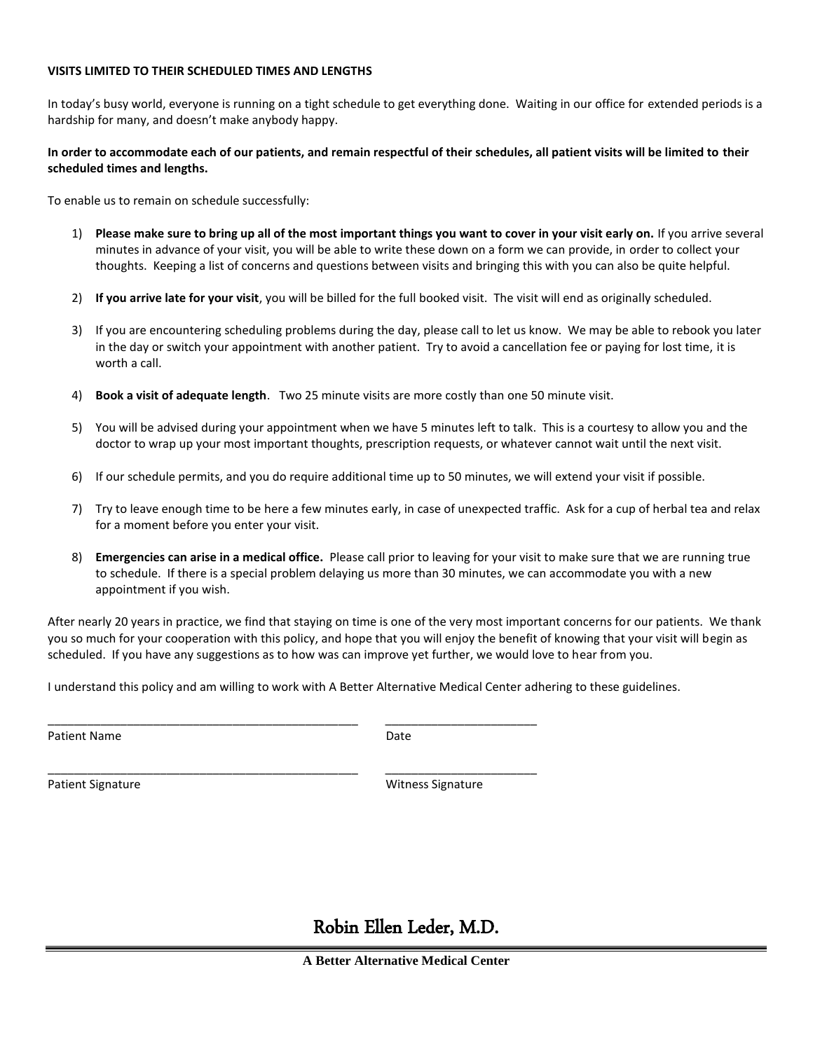**VISITS LIMITED TO THEIR SCHEDULED TIMES AND LENGTHS**

In today's busy world, everyone is running on a tight schedule to get everything done. Waiting in our office for extended periods is a hardship for many, and doesn't make anybody happy.

**In order to accommodate each of our patients, and remain respectful of their schedules, all patient visits will be limited to their scheduled times and lengths.**

To enable us to remain on schedule successfully:

1) **Please make sure to bring up all of the most important things you want to cover in your visit early on.** If you arrive several minutes in advance of your visit, you will be able to write these down on a form we can provide, in order to collect your thoughts. Keeping a list of concerns and questions between visits and bringing this with you can also be quite helpful.
2) **If you arrive late for your visit**, you will be billed for the full booked visit. The visit will end as originally scheduled.
3) If you are encountering scheduling problems during the day, please call to let us know. We may be able to rebook you later in the day or switch your appointment with another patient. Try to avoid a cancellation fee or paying for lost time, it is worth a call.
4) **Book a visit of adequate length**. Two 25 minute visits are more costly than one 50 minute visit.
5) You will be advised during your appointment when we have 5 minutes left to talk. This is a courtesy to allow you and the doctor to wrap up your most important thoughts, prescription requests, or whatever cannot wait until the next visit.
6) If our schedule permits, and you do require additional time up to 50 minutes, we will extend your visit if possible.
7) Try to leave enough time to be here a few minutes early, in case of unexpected traffic. Ask for a cup of herbal tea and relax for a moment before you enter your visit.
8) **Emergencies can arise in a medical office.** Please call prior to leaving for your visit to make sure that we are running true to schedule. If there is a special problem delaying us more than 30 minutes, we can accommodate you with a new appointment if you wish.

After nearly 20 years in practice, we find that staying on time is one of the very most important concerns for our patients. We thank you so much for your cooperation with this policy, and hope that you will enjoy the benefit of knowing that your visit will begin as scheduled. If you have any suggestions as to how was can improve yet further, we would love to hear from you.

I understand this policy and am willing to work with A Better Alternative Medical Center adhering to these guidelines.

_______________________________________________ _______________________

Patient Name Date

_______________________________________________ _______________________

Patient Signature Witness Signature

Robin Ellen Leder, M.D.

**A Better Alternative Medical Center**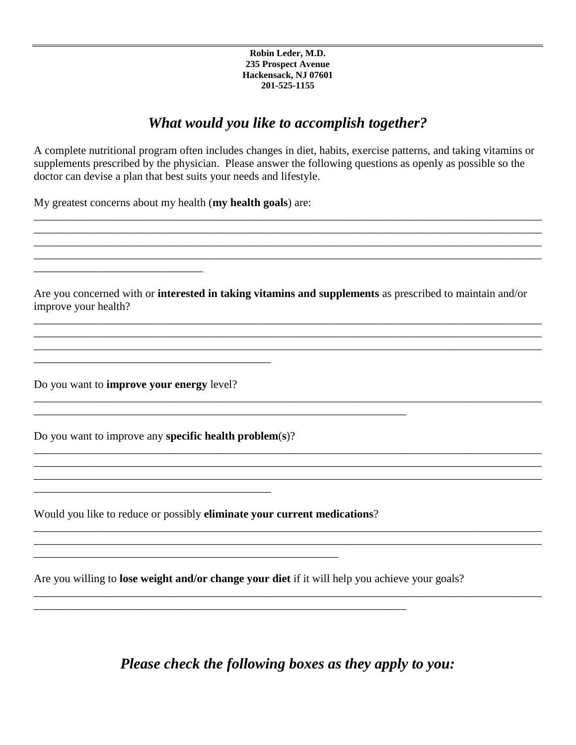**Robin Leder, M.D.**
**235 Prospect Avenue**
**Hackensack, NJ 07601**
**201-525-1155**

## *What would you like to accomplish together?*

A complete nutritional program often includes changes in diet, habits, exercise patterns, and taking vitamins or supplements prescribed by the physician. Please answer the following questions as openly as possible so the doctor can devise a plan that best suits your needs and lifestyle.

My greatest concerns about my health (**my health goals**) are:

______________________________________________________________________________
______________________________________________________________________________
______________________________________________________________________________
______________________________________________________________________________
______________________________

Are you concerned with or **interested in taking vitamins and supplements** as prescribed to maintain and/or improve your health?

______________________________________________________________________________
______________________________________________________________________________
______________________________________________________________________________
__________________________________________

Do you want to **improve your energy** level?

______________________________________________________________________________
__________________________________________________________________

Do you want to improve any **specific health problem**(**s**)?

______________________________________________________________________________
______________________________________________________________________________
______________________________________________________________________________
__________________________________________

Would you like to reduce or possibly **eliminate your current medications**?

______________________________________________________________________________
______________________________________________________________________________
______________________________________________________

Are you willing to **lose weight and/or change your diet** if it will help you achieve your goals?

______________________________________________________________________________
__________________________________________________________________

## *Please check the following boxes as they apply to you:*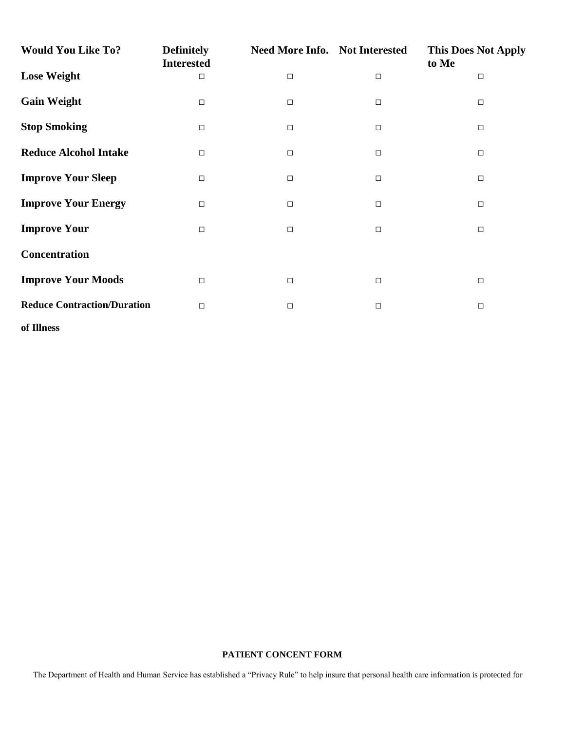| Would You Like To? | Definitely Interested | Need More Info. | Not Interested | This Does Not Apply to Me |
|---|---|---|---|---|
| Lose Weight | □ | □ | □ | □ |
| Gain Weight | □ | □ | □ | □ |
| Stop Smoking | □ | □ | □ | □ |
| Reduce Alcohol Intake | □ | □ | □ | □ |
| Improve Your Sleep | □ | □ | □ | □ |
| Improve Your Energy | □ | □ | □ | □ |
| Improve Your Concentration | □ | □ | □ | □ |
| Improve Your Moods | □ | □ | □ | □ |
| Reduce Contraction/Duration of Illness | □ | □ | □ | □ |

**PATIENT CONCENT FORM**

The Department of Health and Human Service has established a "Privacy Rule" to help insure that personal health care information is protected for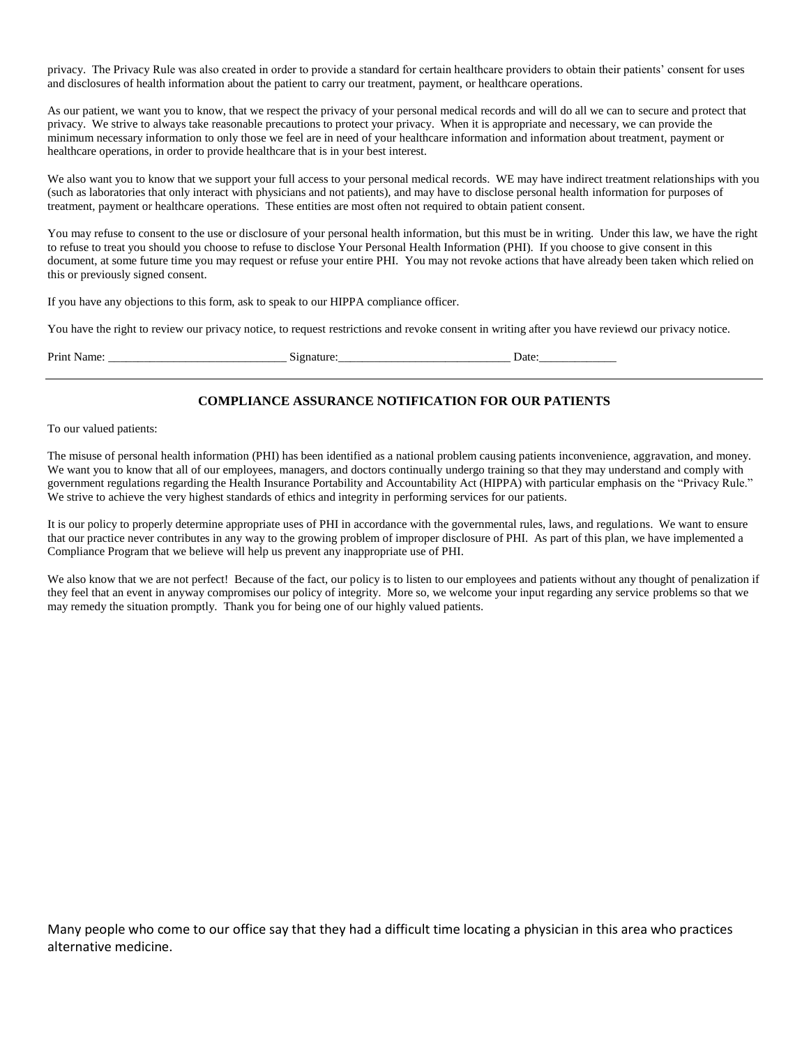privacy. The Privacy Rule was also created in order to provide a standard for certain healthcare providers to obtain their patients' consent for uses and disclosures of health information about the patient to carry our treatment, payment, or healthcare operations.

As our patient, we want you to know, that we respect the privacy of your personal medical records and will do all we can to secure and protect that privacy. We strive to always take reasonable precautions to protect your privacy. When it is appropriate and necessary, we can provide the minimum necessary information to only those we feel are in need of your healthcare information and information about treatment, payment or healthcare operations, in order to provide healthcare that is in your best interest.

We also want you to know that we support your full access to your personal medical records. WE may have indirect treatment relationships with you (such as laboratories that only interact with physicians and not patients), and may have to disclose personal health information for purposes of treatment, payment or healthcare operations. These entities are most often not required to obtain patient consent.

You may refuse to consent to the use or disclosure of your personal health information, but this must be in writing. Under this law, we have the right to refuse to treat you should you choose to refuse to disclose Your Personal Health Information (PHI). If you choose to give consent in this document, at some future time you may request or refuse your entire PHI. You may not revoke actions that have already been taken which relied on this or previously signed consent.

If you have any objections to this form, ask to speak to our HIPPA compliance officer.

You have the right to review our privacy notice, to request restrictions and revoke consent in writing after you have reviewd our privacy notice.

Print Name: ______________________________ Signature:_____________________________ Date:_____________

---

## COMPLIANCE ASSURANCE NOTIFICATION FOR OUR PATIENTS

To our valued patients:

The misuse of personal health information (PHI) has been identified as a national problem causing patients inconvenience, aggravation, and money. We want you to know that all of our employees, managers, and doctors continually undergo training so that they may understand and comply with government regulations regarding the Health Insurance Portability and Accountability Act (HIPPA) with particular emphasis on the "Privacy Rule." We strive to achieve the very highest standards of ethics and integrity in performing services for our patients.

It is our policy to properly determine appropriate uses of PHI in accordance with the governmental rules, laws, and regulations. We want to ensure that our practice never contributes in any way to the growing problem of improper disclosure of PHI. As part of this plan, we have implemented a Compliance Program that we believe will help us prevent any inappropriate use of PHI.

We also know that we are not perfect! Because of the fact, our policy is to listen to our employees and patients without any thought of penalization if they feel that an event in anyway compromises our policy of integrity. More so, we welcome your input regarding any service problems so that we may remedy the situation promptly. Thank you for being one of our highly valued patients.

Many people who come to our office say that they had a difficult time locating a physician in this area who practices alternative medicine.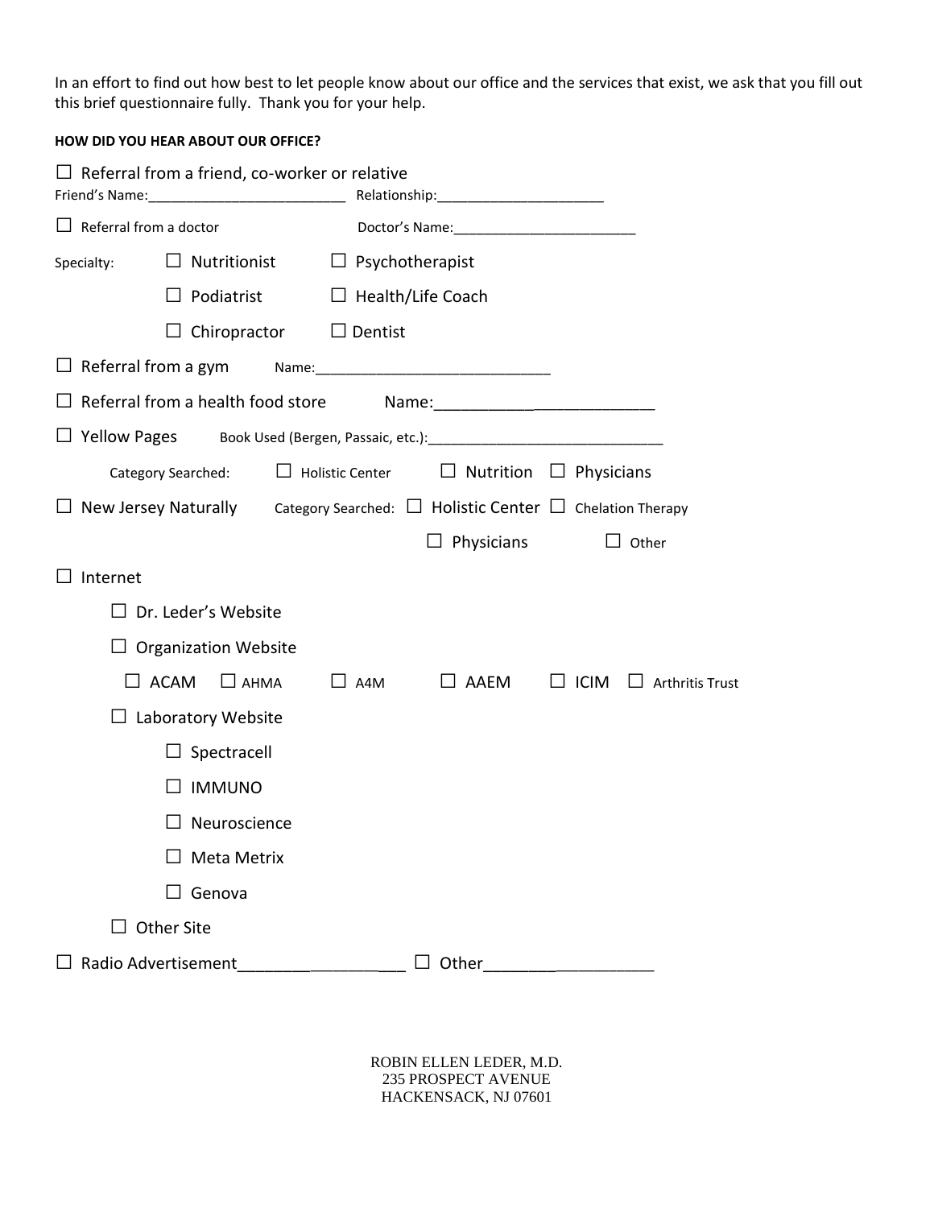In an effort to find out how best to let people know about our office and the services that exist, we ask that you fill out this brief questionnaire fully. Thank you for your help.

**HOW DID YOU HEAR ABOUT OUR OFFICE?**

☐ Referral from a friend, co-worker or relative
Friend's Name:_________________________ Relationship:_____________________

☐ Referral from a doctor Doctor's Name:________________________

Specialty: ☐ Nutritionist ☐ Psychotherapist

☐ Podiatrist ☐ Health/Life Coach

☐ Chiropractor ☐ Dentist

☐ Referral from a gym Name:_____________________________

☐ Referral from a health food store Name:__________________________

☐ Yellow Pages Book Used (Bergen, Passaic, etc.):_____________________________

Category Searched: ☐ Holistic Center ☐ Nutrition ☐ Physicians

☐ New Jersey Naturally Category Searched: ☐ Holistic Center ☐ Chelation Therapy ☐ Physicians ☐ Other

☐ Internet

- ☐ Dr. Leder's Website
- ☐ Organization Website
  - ☐ ACAM ☐ AHMA ☐ A4M ☐ AAEM ☐ ICIM ☐ Arthritis Trust
- ☐ Laboratory Website
  - ☐ Spectracell
  - ☐ IMMUNO
  - ☐ Neuroscience
  - ☐ Meta Metrix
  - ☐ Genova
- ☐ Other Site

☐ Radio Advertisement___________________ ☐ Other___________________

ROBIN ELLEN LEDER, M.D.
235 PROSPECT AVENUE
HACKENSACK, NJ 07601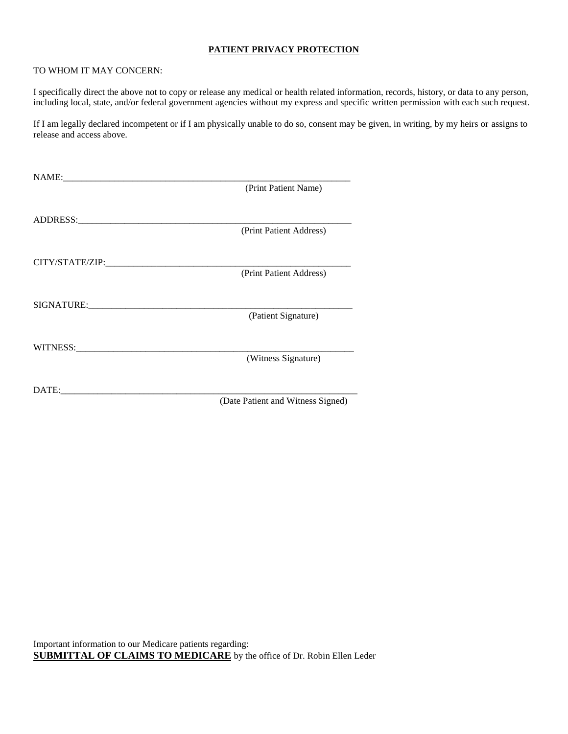**PATIENT PRIVACY PROTECTION**

TO WHOM IT MAY CONCERN:

I specifically direct the above not to copy or release any medical or health related information, records, history, or data to any person, including local, state, and/or federal government agencies without my express and specific written permission with each such request.

If I am legally declared incompetent or if I am physically unable to do so, consent may be given, in writing, by my heirs or assigns to release and access above.

NAME:_______________________________________________________________
(Print Patient Name)

ADDRESS:____________________________________________________________
(Print Patient Address)

CITY/STATE/ZIP:______________________________________________________
(Print Patient Address)

SIGNATURE:__________________________________________________________
(Patient Signature)

WITNESS:____________________________________________________________
(Witness Signature)

DATE:_______________________________________________________________
(Date Patient and Witness Signed)

Important information to our Medicare patients regarding:
**SUBMITTAL OF CLAIMS TO MEDICARE** by the office of Dr. Robin Ellen Leder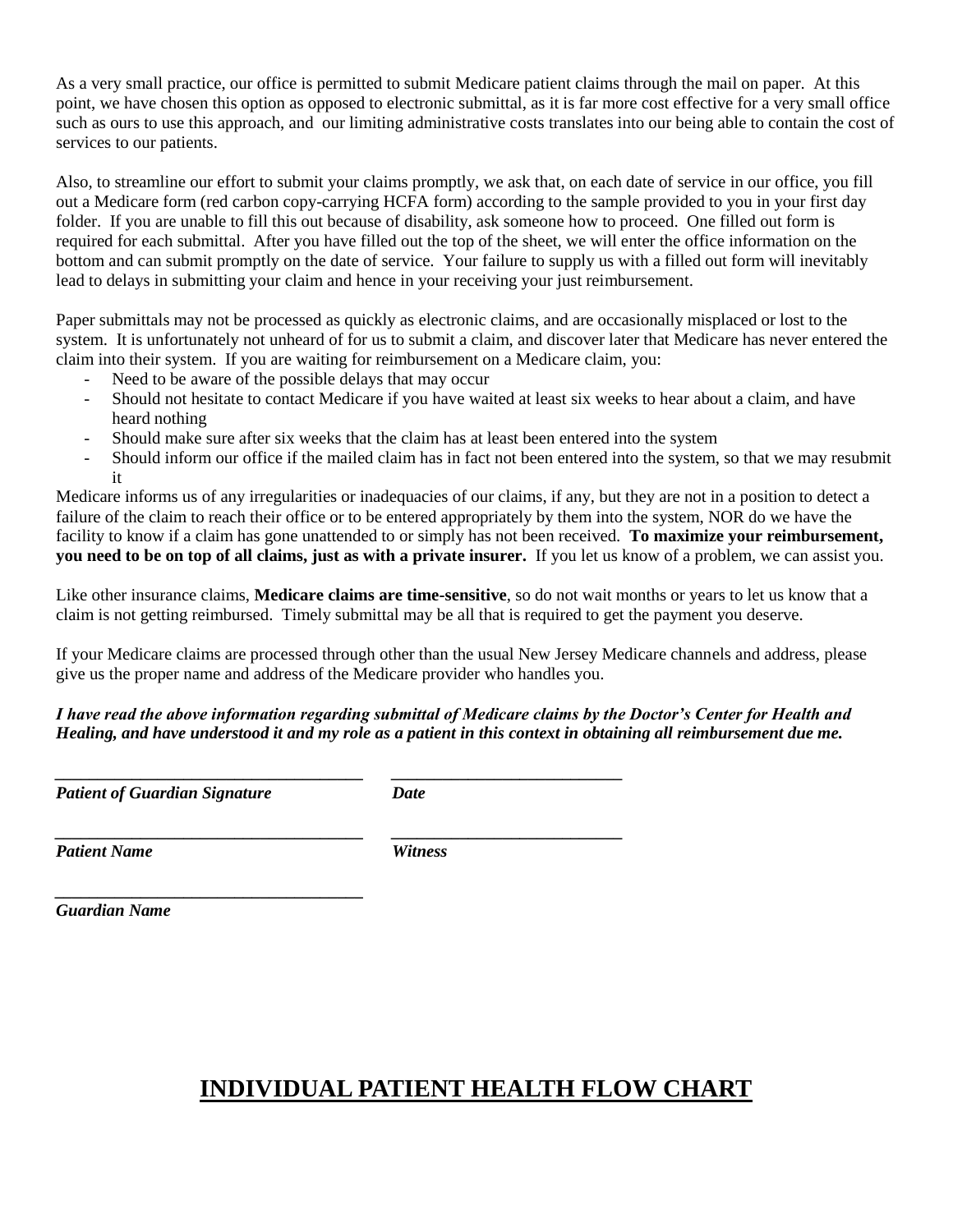As a very small practice, our office is permitted to submit Medicare patient claims through the mail on paper. At this point, we have chosen this option as opposed to electronic submittal, as it is far more cost effective for a very small office such as ours to use this approach, and our limiting administrative costs translates into our being able to contain the cost of services to our patients.

Also, to streamline our effort to submit your claims promptly, we ask that, on each date of service in our office, you fill out a Medicare form (red carbon copy-carrying HCFA form) according to the sample provided to you in your first day folder. If you are unable to fill this out because of disability, ask someone how to proceed. One filled out form is required for each submittal. After you have filled out the top of the sheet, we will enter the office information on the bottom and can submit promptly on the date of service. Your failure to supply us with a filled out form will inevitably lead to delays in submitting your claim and hence in your receiving your just reimbursement.

Paper submittals may not be processed as quickly as electronic claims, and are occasionally misplaced or lost to the system. It is unfortunately not unheard of for us to submit a claim, and discover later that Medicare has never entered the claim into their system. If you are waiting for reimbursement on a Medicare claim, you:

- Need to be aware of the possible delays that may occur
- Should not hesitate to contact Medicare if you have waited at least six weeks to hear about a claim, and have heard nothing
- Should make sure after six weeks that the claim has at least been entered into the system
- Should inform our office if the mailed claim has in fact not been entered into the system, so that we may resubmit it

Medicare informs us of any irregularities or inadequacies of our claims, if any, but they are not in a position to detect a failure of the claim to reach their office or to be entered appropriately by them into the system, NOR do we have the facility to know if a claim has gone unattended to or simply has not been received. **To maximize your reimbursement, you need to be on top of all claims, just as with a private insurer.** If you let us know of a problem, we can assist you.

Like other insurance claims, **Medicare claims are time-sensitive**, so do not wait months or years to let us know that a claim is not getting reimbursed. Timely submittal may be all that is required to get the payment you deserve.

If your Medicare claims are processed through other than the usual New Jersey Medicare channels and address, please give us the proper name and address of the Medicare provider who handles you.

***I have read the above information regarding submittal of Medicare claims by the Doctor's Center for Health and Healing, and have understood it and my role as a patient in this context in obtaining all reimbursement due me.***

___________________________________ ___________________________

***Patient of Guardian Signature*** ***Date***

___________________________________ ___________________________

***Patient Name*** ***Witness***

___________________________________

***Guardian Name***

# INDIVIDUAL PATIENT HEALTH FLOW CHART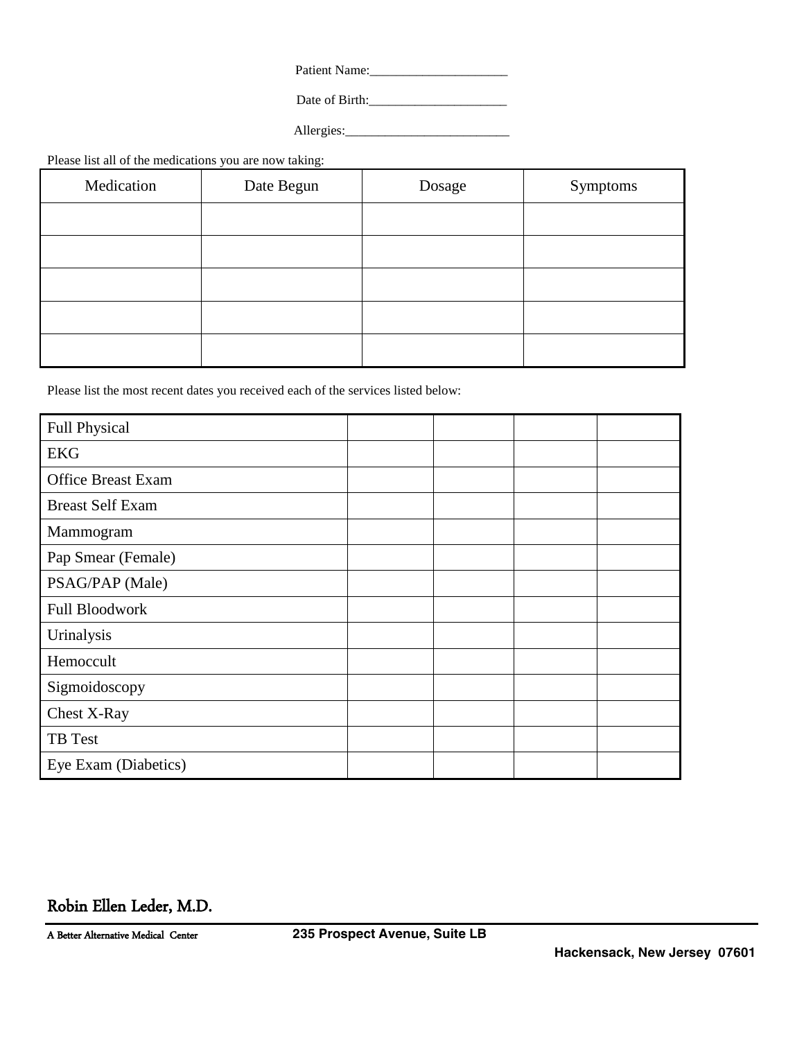Patient Name:______________________

Date of Birth:______________________

Allergies:__________________________

Please list all of the medications you are now taking:

| Medication | Date Begun | Dosage | Symptoms |
|---|---|---|---|
| | | | |
| | | | |
| | | | |
| | | | |
| | | | |

Please list the most recent dates you received each of the services listed below:

| | | | | |
|---|---|---|---|---|
| Full Physical | | | | |
| EKG | | | | |
| Office Breast Exam | | | | |
| Breast Self Exam | | | | |
| Mammogram | | | | |
| Pap Smear (Female) | | | | |
| PSAG/PAP (Male) | | | | |
| Full Bloodwork | | | | |
| Urinalysis | | | | |
| Hemoccult | | | | |
| Sigmoidoscopy | | | | |
| Chest X-Ray | | | | |
| TB Test | | | | |
| Eye Exam (Diabetics) | | | | |

**Robin Ellen Leder, M.D.**

A Better Alternative Medical Center **235 Prospect Avenue, Suite LB**

**Hackensack, New Jersey 07601**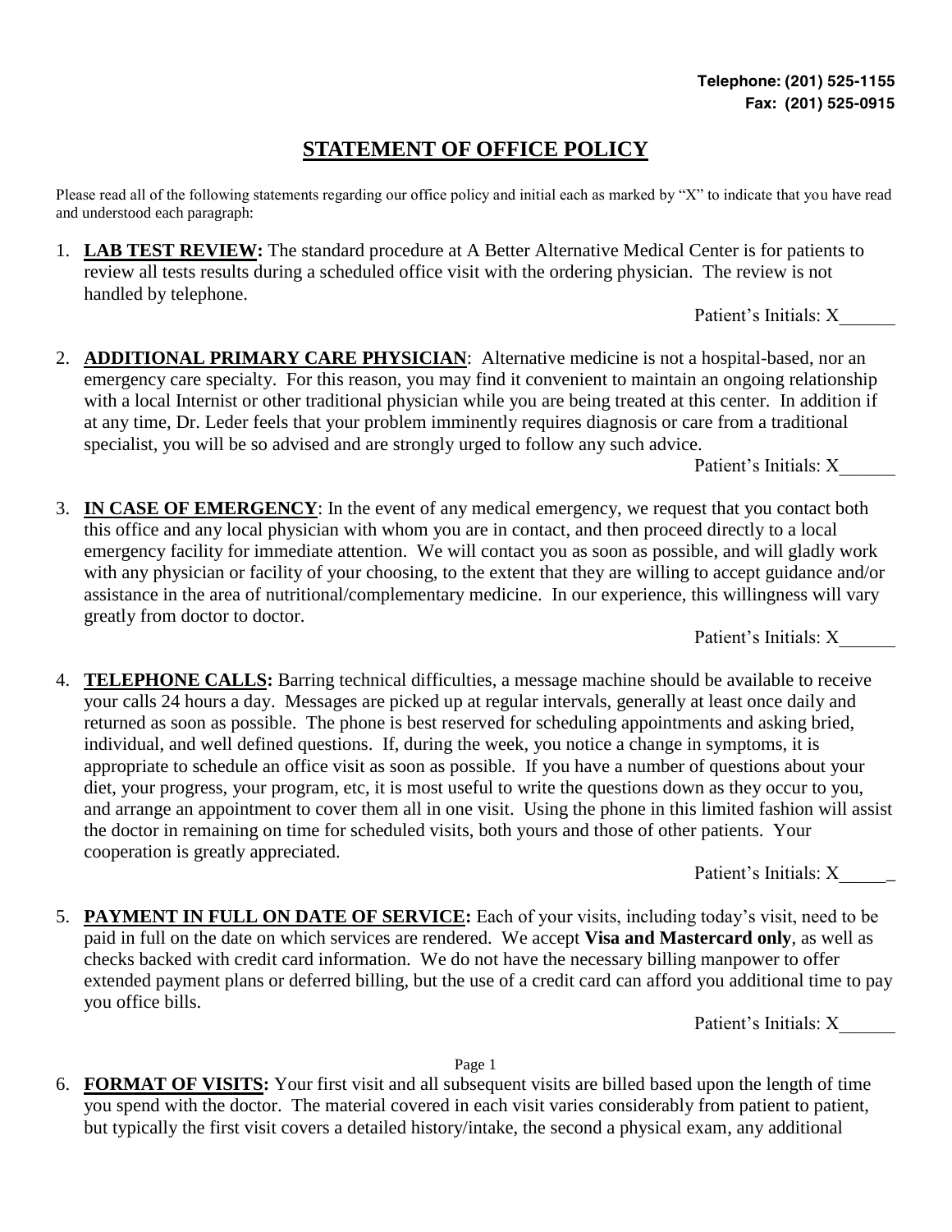**Telephone: (201) 525-1155**
**Fax: (201) 525-0915**

# STATEMENT OF OFFICE POLICY

Please read all of the following statements regarding our office policy and initial each as marked by "X" to indicate that you have read and understood each paragraph:

1. **LAB TEST REVIEW:** The standard procedure at A Better Alternative Medical Center is for patients to review all tests results during a scheduled office visit with the ordering physician. The review is not handled by telephone.

   Patient's Initials: X______

2. **ADDITIONAL PRIMARY CARE PHYSICIAN**: Alternative medicine is not a hospital-based, nor an emergency care specialty. For this reason, you may find it convenient to maintain an ongoing relationship with a local Internist or other traditional physician while you are being treated at this center. In addition if at any time, Dr. Leder feels that your problem imminently requires diagnosis or care from a traditional specialist, you will be so advised and are strongly urged to follow any such advice.

   Patient's Initials: X______

3. **IN CASE OF EMERGENCY**: In the event of any medical emergency, we request that you contact both this office and any local physician with whom you are in contact, and then proceed directly to a local emergency facility for immediate attention. We will contact you as soon as possible, and will gladly work with any physician or facility of your choosing, to the extent that they are willing to accept guidance and/or assistance in the area of nutritional/complementary medicine. In our experience, this willingness will vary greatly from doctor to doctor.

   Patient's Initials: X______

4. **TELEPHONE CALLS:** Barring technical difficulties, a message machine should be available to receive your calls 24 hours a day. Messages are picked up at regular intervals, generally at least once daily and returned as soon as possible. The phone is best reserved for scheduling appointments and asking bried, individual, and well defined questions. If, during the week, you notice a change in symptoms, it is appropriate to schedule an office visit as soon as possible. If you have a number of questions about your diet, your progress, your program, etc, it is most useful to write the questions down as they occur to you, and arrange an appointment to cover them all in one visit. Using the phone in this limited fashion will assist the doctor in remaining on time for scheduled visits, both yours and those of other patients. Your cooperation is greatly appreciated.

   Patient's Initials: X______

5. **PAYMENT IN FULL ON DATE OF SERVICE:** Each of your visits, including today's visit, need to be paid in full on the date on which services are rendered. We accept **Visa and Mastercard only**, as well as checks backed with credit card information. We do not have the necessary billing manpower to offer extended payment plans or deferred billing, but the use of a credit card can afford you additional time to pay you office bills.

   Patient's Initials: X______

6. **FORMAT OF VISITS:** Your first visit and all subsequent visits are billed based upon the length of time you spend with the doctor. The material covered in each visit varies considerably from patient to patient, but typically the first visit covers a detailed history/intake, the second a physical exam, any additional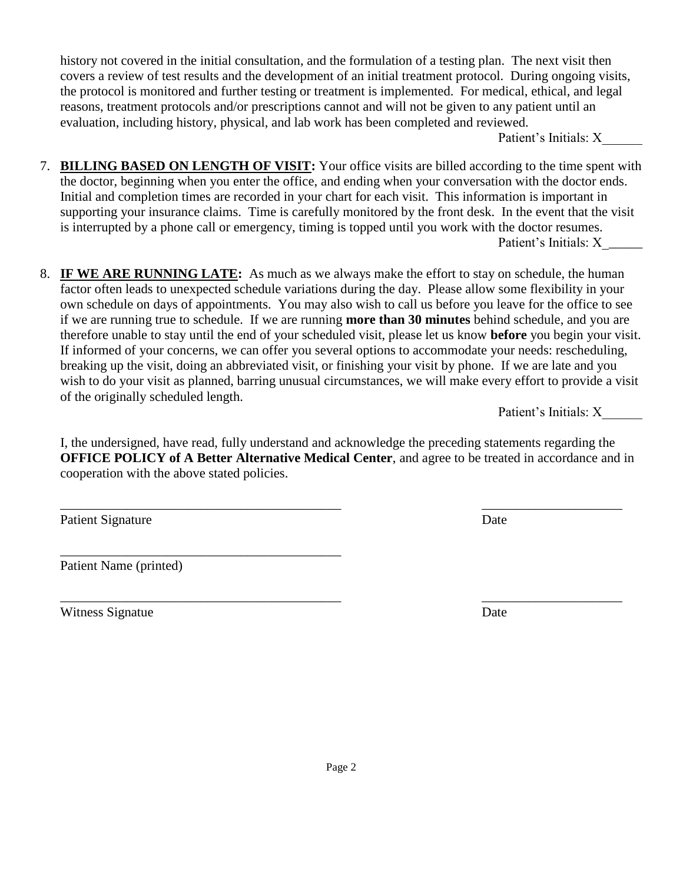history not covered in the initial consultation, and the formulation of a testing plan. The next visit then covers a review of test results and the development of an initial treatment protocol. During ongoing visits, the protocol is monitored and further testing or treatment is implemented. For medical, ethical, and legal reasons, treatment protocols and/or prescriptions cannot and will not be given to any patient until an evaluation, including history, physical, and lab work has been completed and reviewed.

Patient's Initials: X______

7. **BILLING BASED ON LENGTH OF VISIT:** Your office visits are billed according to the time spent with the doctor, beginning when you enter the office, and ending when your conversation with the doctor ends. Initial and completion times are recorded in your chart for each visit. This information is important in supporting your insurance claims. Time is carefully monitored by the front desk. In the event that the visit is interrupted by a phone call or emergency, timing is topped until you work with the doctor resumes.

   Patient's Initials: X______

8. **IF WE ARE RUNNING LATE:** As much as we always make the effort to stay on schedule, the human factor often leads to unexpected schedule variations during the day. Please allow some flexibility in your own schedule on days of appointments. You may also wish to call us before you leave for the office to see if we are running true to schedule. If we are running **more than 30 minutes** behind schedule, and you are therefore unable to stay until the end of your scheduled visit, please let us know **before** you begin your visit. If informed of your concerns, we can offer you several options to accommodate your needs: rescheduling, breaking up the visit, doing an abbreviated visit, or finishing your visit by phone. If we are late and you wish to do your visit as planned, barring unusual circumstances, we will make every effort to provide a visit of the originally scheduled length.

   Patient's Initials: X______

I, the undersigned, have read, fully understand and acknowledge the preceding statements regarding the **OFFICE POLICY of A Better Alternative Medical Center**, and agree to be treated in accordance and in cooperation with the above stated policies.

___________________________________________ &nbsp;&nbsp;&nbsp;&nbsp; _____________________

Patient Signature &nbsp;&nbsp;&nbsp;&nbsp; Date

___________________________________________

Patient Name (printed)

___________________________________________ &nbsp;&nbsp;&nbsp;&nbsp; _____________________

Witness Signatue &nbsp;&nbsp;&nbsp;&nbsp; Date